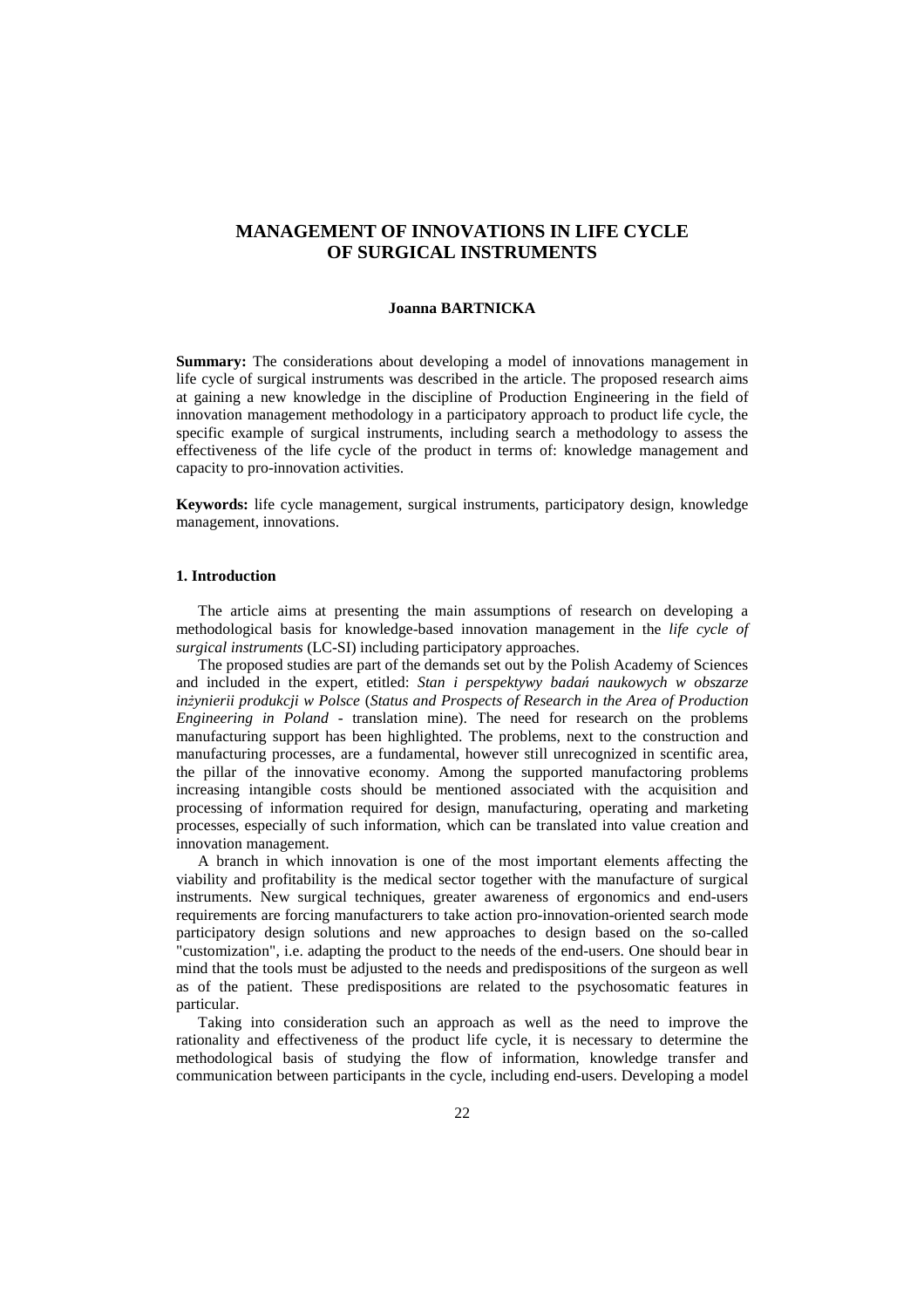# MANAGEMENT OF INNOVATIONS IN LIFE CYCLE OF SURGICAL INSTRUMENTS

**Joanna BARTNICKA**

**Summary:** The considerations about developing a model of innovations management in life cycle of surgical instruments was described in the article. The proposed research aims at gaining a new knowledge in the discipline of Production Engineering in the field of innovation management methodology in a participatory approach to product life cycle, the specific example of surgical instruments, including search a methodology to assess the effectiveness of the life cycle of the product in terms of: knowledge management and capacity to pro-innovation activities.

**Keywords:** life cycle management, surgical instruments, participatory design, knowledge management, innovations.

## 1. Introduction

The article aims at presenting the main assumptions of research on developing a methodological basis for knowledge-based innovation management in the *life cycle of surgical instruments* (LC-SI) including participatory approaches.

The proposed studies are part of the demands set out by the Polish Academy of Sciences and included in the expert, etitled: *Stan i perspektywy badań naukowych w obszarze inżynierii produkcji w Polsce* (*Status and Prospects of Research in the Area of Production Engineering in Poland* - translation mine). The need for research on the problems manufacturing support has been highlighted. The problems, next to the construction and manufacturing processes, are a fundamental, however still unrecognized in scentific area, the pillar of the innovative economy. Among the supported manufactoring problems increasing intangible costs should be mentioned associated with the acquisition and processing of information required for design, manufacturing, operating and marketing processes, especially of such information, which can be translated into value creation and innovation management.

A branch in which innovation is one of the most important elements affecting the viability and profitability is the medical sector together with the manufacture of surgical instruments. New surgical techniques, greater awareness of ergonomics and end-users requirements are forcing manufacturers to take action pro-innovation-oriented search mode participatory design solutions and new approaches to design based on the so-called "customization", i.e. adapting the product to the needs of the end-users. One should bear in mind that the tools must be adjusted to the needs and predispositions of the surgeon as well as of the patient. These predispositions are related to the psychosomatic features in particular.

Taking into consideration such an approach as well as the need to improve the rationality and effectiveness of the product life cycle, it is necessary to determine the methodological basis of studying the flow of information, knowledge transfer and communication between participants in the cycle, including end-users. Developing a model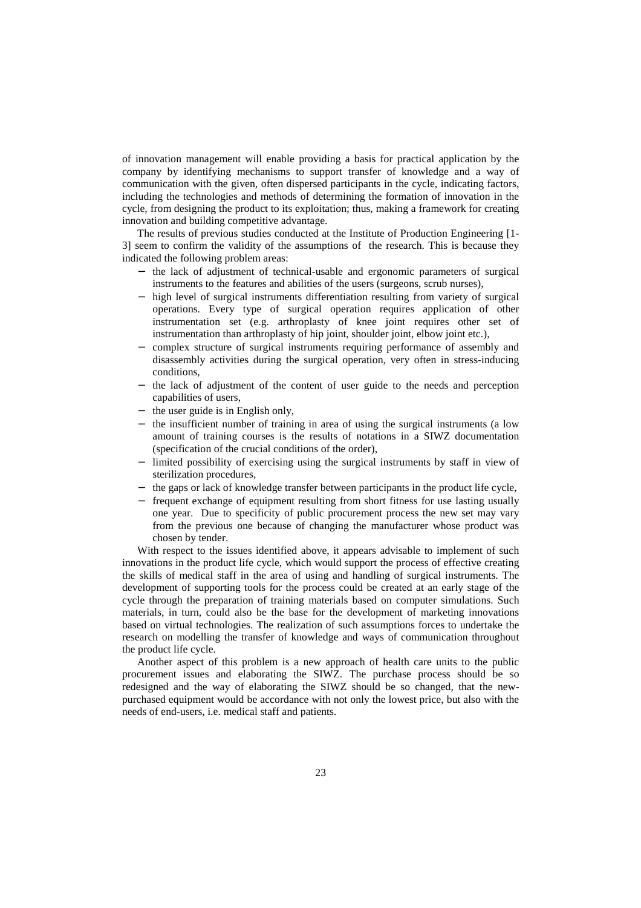of innovation management will enable providing a basis for practical application by the company by identifying mechanisms to support transfer of knowledge and a way of communication with the given, often dispersed participants in the cycle, indicating factors, including the technologies and methods of determining the formation of innovation in the cycle, from designing the product to its exploitation; thus, making a framework for creating innovation and building competitive advantage.

The results of previous studies conducted at the Institute of Production Engineering [1-3] seem to confirm the validity of the assumptions of the research. This is because they indicated the following problem areas:

- the lack of adjustment of technical-usable and ergonomic parameters of surgical instruments to the features and abilities of the users (surgeons, scrub nurses),
- high level of surgical instruments differentiation resulting from variety of surgical operations. Every type of surgical operation requires application of other instrumentation set (e.g. arthroplasty of knee joint requires other set of instrumentation than arthroplasty of hip joint, shoulder joint, elbow joint etc.),
- complex structure of surgical instruments requiring performance of assembly and disassembly activities during the surgical operation, very often in stress-inducing conditions,
- the lack of adjustment of the content of user guide to the needs and perception capabilities of users,
- the user guide is in English only,
- the insufficient number of training in area of using the surgical instruments (a low amount of training courses is the results of notations in a SIWZ documentation (specification of the crucial conditions of the order),
- limited possibility of exercising using the surgical instruments by staff in view of sterilization procedures,
- the gaps or lack of knowledge transfer between participants in the product life cycle,
- frequent exchange of equipment resulting from short fitness for use lasting usually one year. Due to specificity of public procurement process the new set may vary from the previous one because of changing the manufacturer whose product was chosen by tender.

With respect to the issues identified above, it appears advisable to implement of such innovations in the product life cycle, which would support the process of effective creating the skills of medical staff in the area of using and handling of surgical instruments. The development of supporting tools for the process could be created at an early stage of the cycle through the preparation of training materials based on computer simulations. Such materials, in turn, could also be the base for the development of marketing innovations based on virtual technologies. The realization of such assumptions forces to undertake the research on modelling the transfer of knowledge and ways of communication throughout the product life cycle.

Another aspect of this problem is a new approach of health care units to the public procurement issues and elaborating the SIWZ. The purchase process should be so redesigned and the way of elaborating the SIWZ should be so changed, that the new-purchased equipment would be accordance with not only the lowest price, but also with the needs of end-users, i.e. medical staff and patients.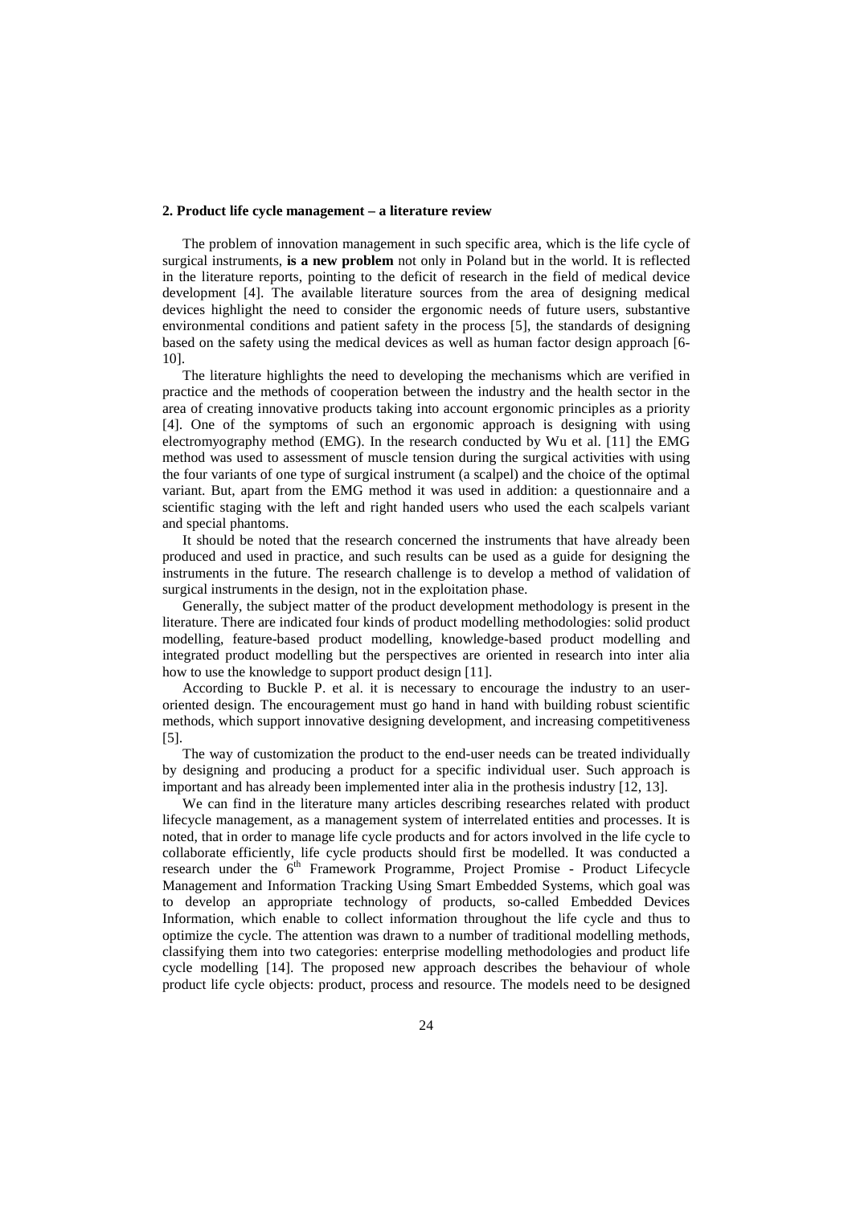## 2. Product life cycle management – a literature review

The problem of innovation management in such specific area, which is the life cycle of surgical instruments, **is a new problem** not only in Poland but in the world. It is reflected in the literature reports, pointing to the deficit of research in the field of medical device development [4]. The available literature sources from the area of designing medical devices highlight the need to consider the ergonomic needs of future users, substantive environmental conditions and patient safety in the process [5], the standards of designing based on the safety using the medical devices as well as human factor design approach [6-10].

The literature highlights the need to developing the mechanisms which are verified in practice and the methods of cooperation between the industry and the health sector in the area of creating innovative products taking into account ergonomic principles as a priority [4]. One of the symptoms of such an ergonomic approach is designing with using electromyography method (EMG). In the research conducted by Wu et al. [11] the EMG method was used to assessment of muscle tension during the surgical activities with using the four variants of one type of surgical instrument (a scalpel) and the choice of the optimal variant. But, apart from the EMG method it was used in addition: a questionnaire and a scientific staging with the left and right handed users who used the each scalpels variant and special phantoms.

It should be noted that the research concerned the instruments that have already been produced and used in practice, and such results can be used as a guide for designing the instruments in the future. The research challenge is to develop a method of validation of surgical instruments in the design, not in the exploitation phase.

Generally, the subject matter of the product development methodology is present in the literature. There are indicated four kinds of product modelling methodologies: solid product modelling, feature-based product modelling, knowledge-based product modelling and integrated product modelling but the perspectives are oriented in research into inter alia how to use the knowledge to support product design [11].

According to Buckle P. et al. it is necessary to encourage the industry to an user-oriented design. The encouragement must go hand in hand with building robust scientific methods, which support innovative designing development, and increasing competitiveness [5].

The way of customization the product to the end-user needs can be treated individually by designing and producing a product for a specific individual user. Such approach is important and has already been implemented inter alia in the prothesis industry [12, 13].

We can find in the literature many articles describing researches related with product lifecycle management, as a management system of interrelated entities and processes. It is noted, that in order to manage life cycle products and for actors involved in the life cycle to collaborate efficiently, life cycle products should first be modelled. It was conducted a research under the 6th Framework Programme, Project Promise - Product Lifecycle Management and Information Tracking Using Smart Embedded Systems, which goal was to develop an appropriate technology of products, so-called Embedded Devices Information, which enable to collect information throughout the life cycle and thus to optimize the cycle. The attention was drawn to a number of traditional modelling methods, classifying them into two categories: enterprise modelling methodologies and product life cycle modelling [14]. The proposed new approach describes the behaviour of whole product life cycle objects: product, process and resource. The models need to be designed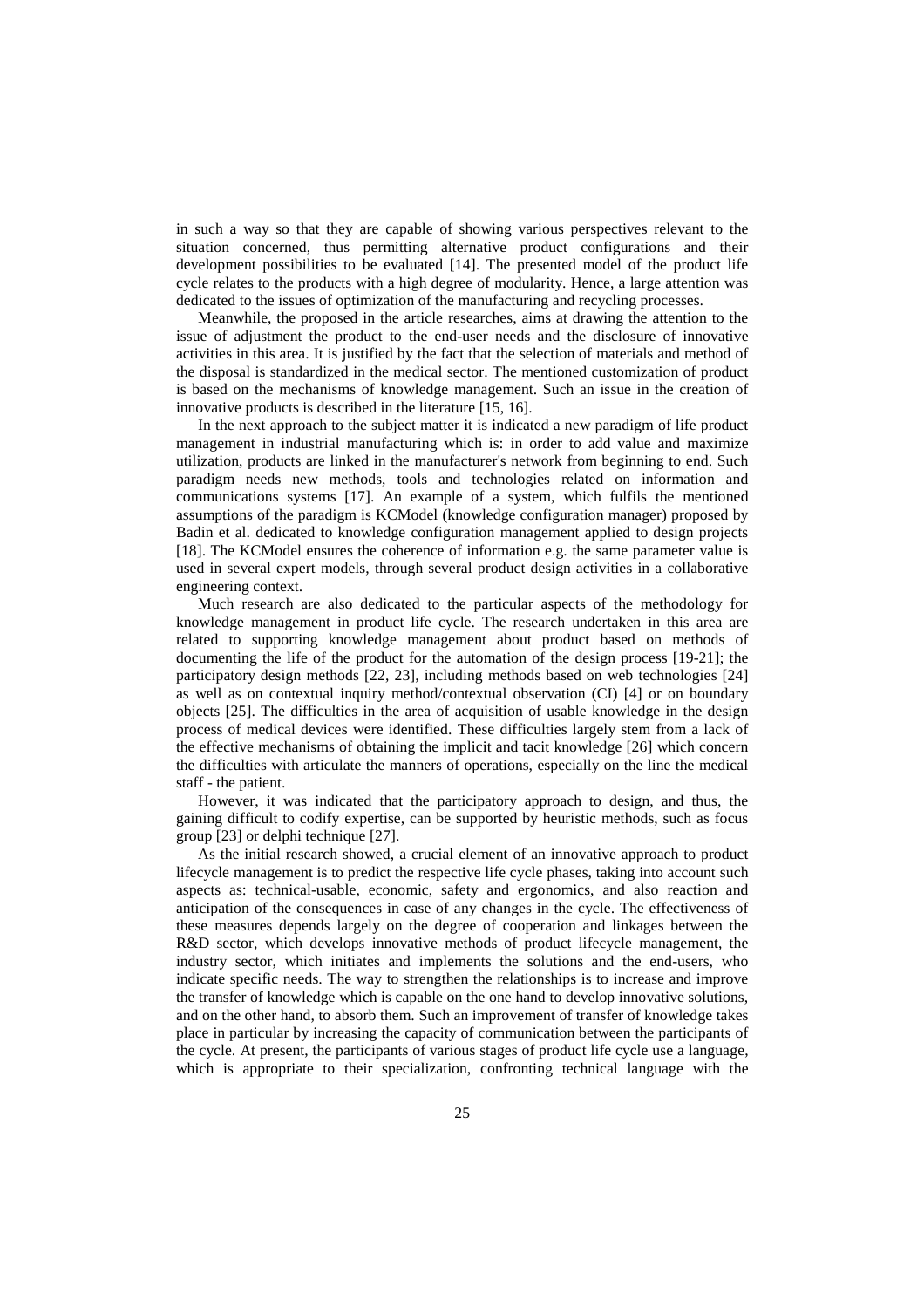in such a way so that they are capable of showing various perspectives relevant to the situation concerned, thus permitting alternative product configurations and their development possibilities to be evaluated [14]. The presented model of the product life cycle relates to the products with a high degree of modularity. Hence, a large attention was dedicated to the issues of optimization of the manufacturing and recycling processes.

Meanwhile, the proposed in the article researches, aims at drawing the attention to the issue of adjustment the product to the end-user needs and the disclosure of innovative activities in this area. It is justified by the fact that the selection of materials and method of the disposal is standardized in the medical sector. The mentioned customization of product is based on the mechanisms of knowledge management. Such an issue in the creation of innovative products is described in the literature [15, 16].

In the next approach to the subject matter it is indicated a new paradigm of life product management in industrial manufacturing which is: in order to add value and maximize utilization, products are linked in the manufacturer's network from beginning to end. Such paradigm needs new methods, tools and technologies related on information and communications systems [17]. An example of a system, which fulfils the mentioned assumptions of the paradigm is KCModel (knowledge configuration manager) proposed by Badin et al. dedicated to knowledge configuration management applied to design projects [18]. The KCModel ensures the coherence of information e.g. the same parameter value is used in several expert models, through several product design activities in a collaborative engineering context.

Much research are also dedicated to the particular aspects of the methodology for knowledge management in product life cycle. The research undertaken in this area are related to supporting knowledge management about product based on methods of documenting the life of the product for the automation of the design process [19-21]; the participatory design methods [22, 23], including methods based on web technologies [24] as well as on contextual inquiry method/contextual observation (CI) [4] or on boundary objects [25]. The difficulties in the area of acquisition of usable knowledge in the design process of medical devices were identified. These difficulties largely stem from a lack of the effective mechanisms of obtaining the implicit and tacit knowledge [26] which concern the difficulties with articulate the manners of operations, especially on the line the medical staff - the patient.

However, it was indicated that the participatory approach to design, and thus, the gaining difficult to codify expertise, can be supported by heuristic methods, such as focus group [23] or delphi technique [27].

As the initial research showed, a crucial element of an innovative approach to product lifecycle management is to predict the respective life cycle phases, taking into account such aspects as: technical-usable, economic, safety and ergonomics, and also reaction and anticipation of the consequences in case of any changes in the cycle. The effectiveness of these measures depends largely on the degree of cooperation and linkages between the R&D sector, which develops innovative methods of product lifecycle management, the industry sector, which initiates and implements the solutions and the end-users, who indicate specific needs. The way to strengthen the relationships is to increase and improve the transfer of knowledge which is capable on the one hand to develop innovative solutions, and on the other hand, to absorb them. Such an improvement of transfer of knowledge takes place in particular by increasing the capacity of communication between the participants of the cycle. At present, the participants of various stages of product life cycle use a language, which is appropriate to their specialization, confronting technical language with the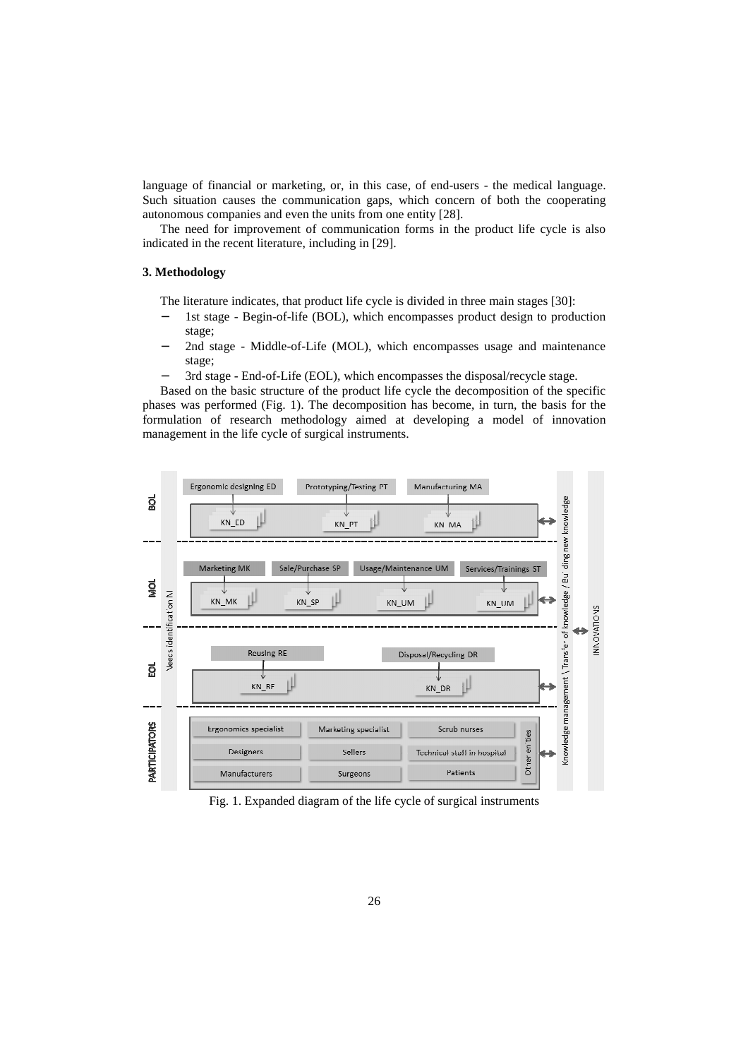language of financial or marketing, or, in this case, of end-users - the medical language. Such situation causes the communication gaps, which concern of both the cooperating autonomous companies and even the units from one entity [28].

The need for improvement of communication forms in the product life cycle is also indicated in the recent literature, including in [29].

### 3. Methodology

The literature indicates, that product life cycle is divided in three main stages [30]:

- 1st stage - Begin-of-life (BOL), which encompasses product design to production stage;
- 2nd stage - Middle-of-Life (MOL), which encompasses usage and maintenance stage;
- 3rd stage - End-of-Life (EOL), which encompasses the disposal/recycle stage.

Based on the basic structure of the product life cycle the decomposition of the specific phases was performed (Fig. 1). The decomposition has become, in turn, the basis for the formulation of research methodology aimed at developing a model of innovation management in the life cycle of surgical instruments.

Fig. 1. Expanded diagram of the life cycle of surgical instruments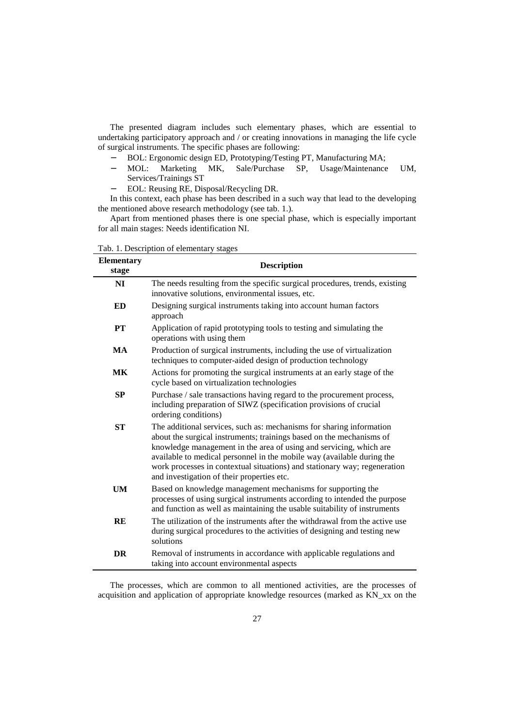The presented diagram includes such elementary phases, which are essential to undertaking participatory approach and / or creating innovations in managing the life cycle of surgical instruments. The specific phases are following:

- BOL: Ergonomic design ED, Prototyping/Testing PT, Manufacturing MA;
- MOL: Marketing MK, Sale/Purchase SP, Usage/Maintenance UM, Services/Trainings ST
- EOL: Reusing RE, Disposal/Recycling DR.

In this context, each phase has been described in a such way that lead to the developing the mentioned above research methodology (see tab. 1.).

Apart from mentioned phases there is one special phase, which is especially important for all main stages: Needs identification NI.

Tab. 1. Description of elementary stages

| Elementary stage | Description |
|---|---|
| **NI** | The needs resulting from the specific surgical procedures, trends, existing innovative solutions, environmental issues, etc. |
| **ED** | Designing surgical instruments taking into account human factors approach |
| **PT** | Application of rapid prototyping tools to testing and simulating the operations with using them |
| **MA** | Production of surgical instruments, including the use of virtualization techniques to computer-aided design of production technology |
| **MK** | Actions for promoting the surgical instruments at an early stage of the cycle based on virtualization technologies |
| **SP** | Purchase / sale transactions having regard to the procurement process, including preparation of SIWZ (specification provisions of crucial ordering conditions) |
| **ST** | The additional services, such as: mechanisms for sharing information about the surgical instruments; trainings based on the mechanisms of knowledge management in the area of using and servicing, which are available to medical personnel in the mobile way (available during the work processes in contextual situations) and stationary way; regeneration and investigation of their properties etc. |
| **UM** | Based on knowledge management mechanisms for supporting the processes of using surgical instruments according to intended the purpose and function as well as maintaining the usable suitability of instruments |
| **RE** | The utilization of the instruments after the withdrawal from the active use during surgical procedures to the activities of designing and testing new solutions |
| **DR** | Removal of instruments in accordance with applicable regulations and taking into account environmental aspects |

The processes, which are common to all mentioned activities, are the processes of acquisition and application of appropriate knowledge resources (marked as KN_xx on the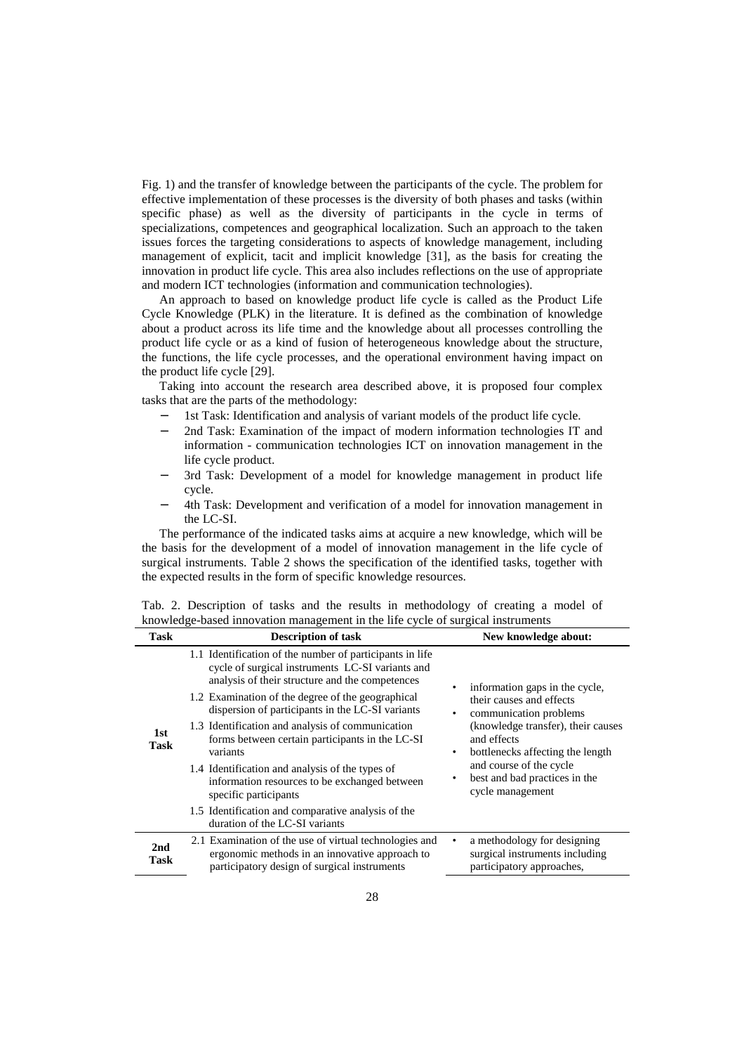Fig. 1) and the transfer of knowledge between the participants of the cycle. The problem for effective implementation of these processes is the diversity of both phases and tasks (within specific phase) as well as the diversity of participants in the cycle in terms of specializations, competences and geographical localization. Such an approach to the taken issues forces the targeting considerations to aspects of knowledge management, including management of explicit, tacit and implicit knowledge [31], as the basis for creating the innovation in product life cycle. This area also includes reflections on the use of appropriate and modern ICT technologies (information and communication technologies).

An approach to based on knowledge product life cycle is called as the Product Life Cycle Knowledge (PLK) in the literature. It is defined as the combination of knowledge about a product across its life time and the knowledge about all processes controlling the product life cycle or as a kind of fusion of heterogeneous knowledge about the structure, the functions, the life cycle processes, and the operational environment having impact on the product life cycle [29].

Taking into account the research area described above, it is proposed four complex tasks that are the parts of the methodology:

- 1st Task: Identification and analysis of variant models of the product life cycle.
- 2nd Task: Examination of the impact of modern information technologies IT and information - communication technologies ICT on innovation management in the life cycle product.
- 3rd Task: Development of a model for knowledge management in product life cycle.
- 4th Task: Development and verification of a model for innovation management in the LC-SI.

The performance of the indicated tasks aims at acquire a new knowledge, which will be the basis for the development of a model of innovation management in the life cycle of surgical instruments. Table 2 shows the specification of the identified tasks, together with the expected results in the form of specific knowledge resources.

Tab. 2. Description of tasks and the results in methodology of creating a model of knowledge-based innovation management in the life cycle of surgical instruments

| Task | Description of task | New knowledge about: |
|---|---|---|
| **1st Task** | 1.1 Identification of the number of participants in life cycle of surgical instruments LC-SI variants and analysis of their structure and the competences<br>1.2 Examination of the degree of the geographical dispersion of participants in the LC-SI variants<br>1.3 Identification and analysis of communication forms between certain participants in the LC-SI variants<br>1.4 Identification and analysis of the types of information resources to be exchanged between specific participants<br>1.5 Identification and comparative analysis of the duration of the LC-SI variants | • information gaps in the cycle, their causes and effects<br>• communication problems (knowledge transfer), their causes and effects<br>• bottlenecks affecting the length and course of the cycle<br>• best and bad practices in the cycle management |
| **2nd Task** | 2.1 Examination of the use of virtual technologies and ergonomic methods in an innovative approach to participatory design of surgical instruments | • a methodology for designing surgical instruments including participatory approaches, |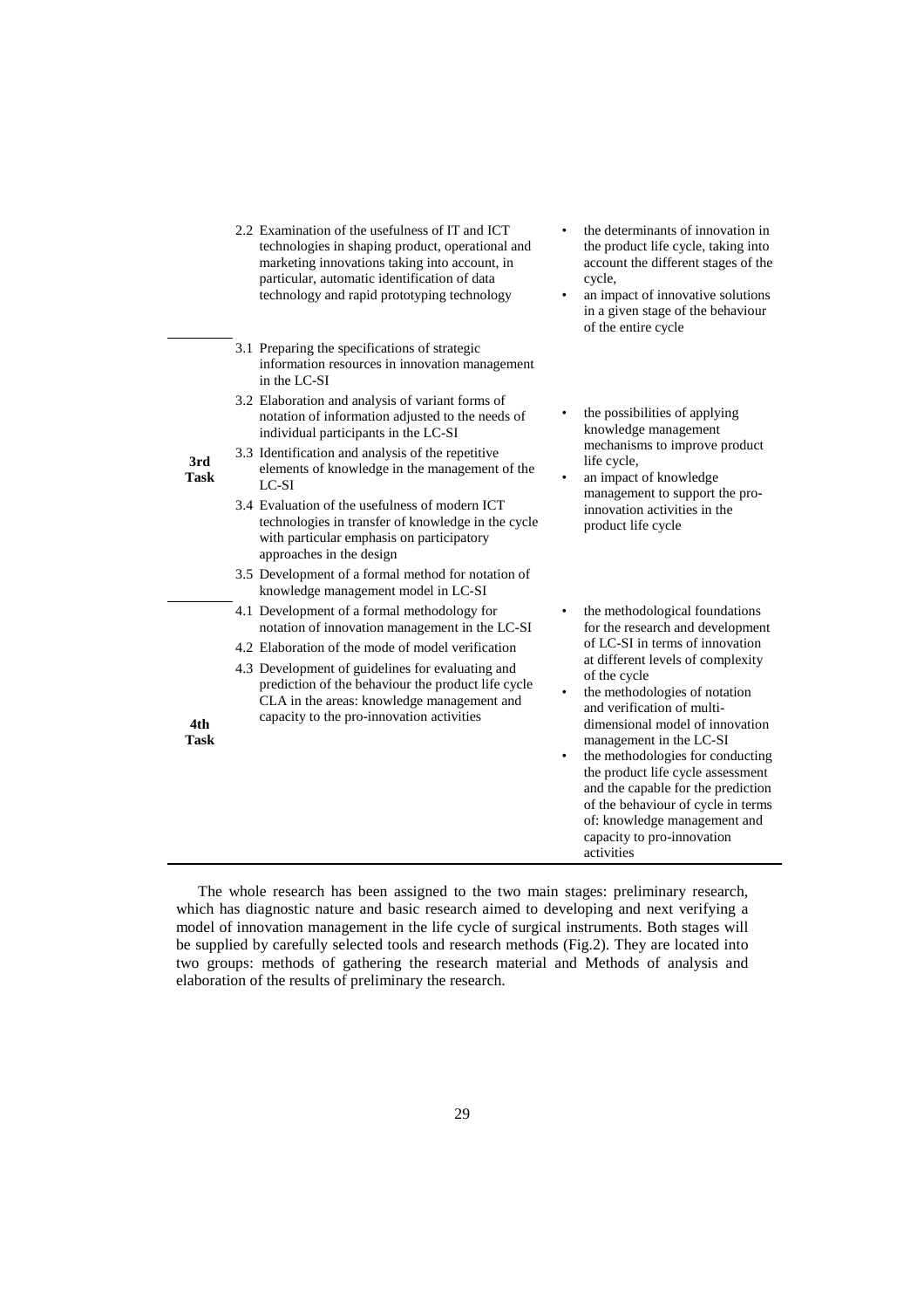| | | |
|---|---|---|
| | 2.2 Examination of the usefulness of IT and ICT technologies in shaping product, operational and marketing innovations taking into account, in particular, automatic identification of data technology and rapid prototyping technology | • the determinants of innovation in the product life cycle, taking into account the different stages of the cycle,<br>• an impact of innovative solutions in a given stage of the behaviour of the entire cycle |
| **3rd Task** | 3.1 Preparing the specifications of strategic information resources in innovation management in the LC-SI<br>3.2 Elaboration and analysis of variant forms of notation of information adjusted to the needs of individual participants in the LC-SI<br>3.3 Identification and analysis of the repetitive elements of knowledge in the management of the LC-SI<br>3.4 Evaluation of the usefulness of modern ICT technologies in transfer of knowledge in the cycle with particular emphasis on participatory approaches in the design<br>3.5 Development of a formal method for notation of knowledge management model in LC-SI | • the possibilities of applying knowledge management mechanisms to improve product life cycle,<br>• an impact of knowledge management to support the pro-innovation activities in the product life cycle |
| **4th Task** | 4.1 Development of a formal methodology for notation of innovation management in the LC-SI<br>4.2 Elaboration of the mode of model verification<br>4.3 Development of guidelines for evaluating and prediction of the behaviour the product life cycle CLA in the areas: knowledge management and capacity to the pro-innovation activities | • the methodological foundations for the research and development of LC-SI in terms of innovation at different levels of complexity of the cycle<br>• the methodologies of notation and verification of multi-dimensional model of innovation management in the LC-SI<br>• the methodologies for conducting the product life cycle assessment and the capable for the prediction of the behaviour of cycle in terms of: knowledge management and capacity to pro-innovation activities |

The whole research has been assigned to the two main stages: preliminary research, which has diagnostic nature and basic research aimed to developing and next verifying a model of innovation management in the life cycle of surgical instruments. Both stages will be supplied by carefully selected tools and research methods (Fig.2). They are located into two groups: methods of gathering the research material and Methods of analysis and elaboration of the results of preliminary the research.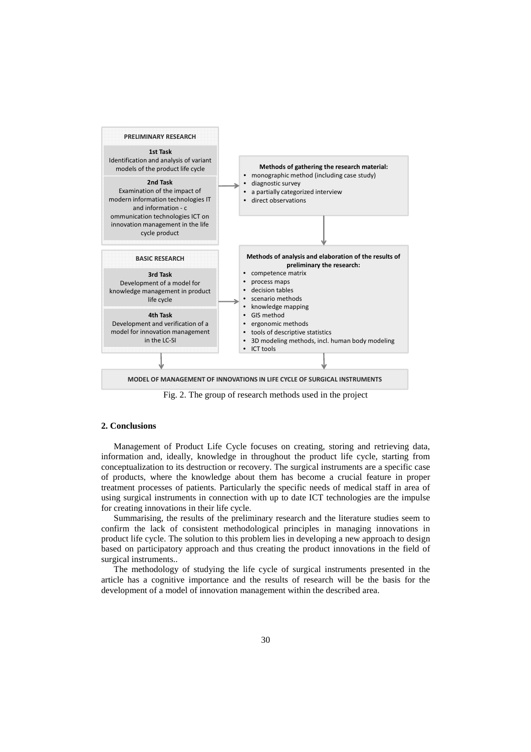PRELIMINARY RESEARCH

**1st Task**
Identification and analysis of variant models of the product life cycle

**2nd Task**
Examination of the impact of modern information technologies IT and information - c ommunication technologies ICT on innovation management in the life cycle product

**Methods of gathering the research material:**

- monographic method (including case study)
- diagnostic survey
- a partially categorized interview
- direct observations

BASIC RESEARCH

**3rd Task**
Development of a model for knowledge management in product life cycle

**4th Task**
Development and verification of a model for innovation management in the LC-SI

**Methods of analysis and elaboration of the results of preliminary the research:**

- competence matrix
- process maps
- decision tables
- scenario methods
- knowledge mapping
- GIS method
- ergonomic methods
- tools of descriptive statistics
- 3D modeling methods, incl. human body modeling
- ICT tools

MODEL OF MANAGEMENT OF INNOVATIONS IN LIFE CYCLE OF SURGICAL INSTRUMENTS

Fig. 2. The group of research methods used in the project

## 2. Conclusions

Management of Product Life Cycle focuses on creating, storing and retrieving data, information and, ideally, knowledge in throughout the product life cycle, starting from conceptualization to its destruction or recovery. The surgical instruments are a specific case of products, where the knowledge about them has become a crucial feature in proper treatment processes of patients. Particularly the specific needs of medical staff in area of using surgical instruments in connection with up to date ICT technologies are the impulse for creating innovations in their life cycle.

Summarising, the results of the preliminary research and the literature studies seem to confirm the lack of consistent methodological principles in managing innovations in product life cycle. The solution to this problem lies in developing a new approach to design based on participatory approach and thus creating the product innovations in the field of surgical instruments..

The methodology of studying the life cycle of surgical instruments presented in the article has a cognitive importance and the results of research will be the basis for the development of a model of innovation management within the described area.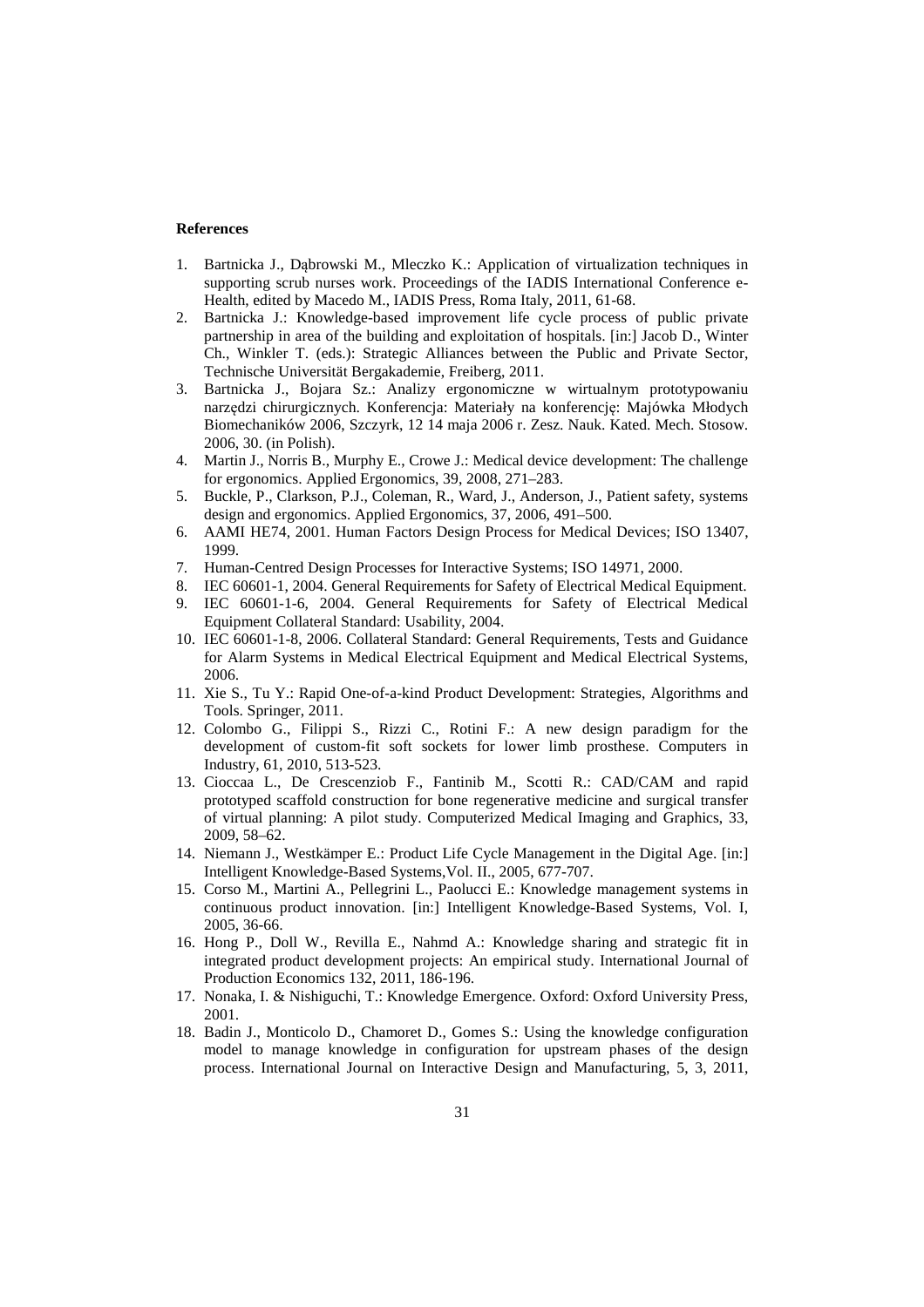**References**

1. Bartnicka J., Dąbrowski M., Mleczko K.: Application of virtualization techniques in supporting scrub nurses work. Proceedings of the IADIS International Conference e-Health, edited by Macedo M., IADIS Press, Roma Italy, 2011, 61-68.
2. Bartnicka J.: Knowledge-based improvement life cycle process of public private partnership in area of the building and exploitation of hospitals. [in:] Jacob D., Winter Ch., Winkler T. (eds.): Strategic Alliances between the Public and Private Sector, Technische Universität Bergakademie, Freiberg, 2011.
3. Bartnicka J., Bojara Sz.: Analizy ergonomiczne w wirtualnym prototypowaniu narzędzi chirurgicznych. Konferencja: Materiały na konferencję: Majówka Młodych Biomechaników 2006, Szczyrk, 12 14 maja 2006 r. Zesz. Nauk. Kated. Mech. Stosow. 2006, 30. (in Polish).
4. Martin J., Norris B., Murphy E., Crowe J.: Medical device development: The challenge for ergonomics. Applied Ergonomics, 39, 2008, 271–283.
5. Buckle, P., Clarkson, P.J., Coleman, R., Ward, J., Anderson, J., Patient safety, systems design and ergonomics. Applied Ergonomics, 37, 2006, 491–500.
6. AAMI HE74, 2001. Human Factors Design Process for Medical Devices; ISO 13407, 1999.
7. Human-Centred Design Processes for Interactive Systems; ISO 14971, 2000.
8. IEC 60601-1, 2004. General Requirements for Safety of Electrical Medical Equipment.
9. IEC 60601-1-6, 2004. General Requirements for Safety of Electrical Medical Equipment Collateral Standard: Usability, 2004.
10. IEC 60601-1-8, 2006. Collateral Standard: General Requirements, Tests and Guidance for Alarm Systems in Medical Electrical Equipment and Medical Electrical Systems, 2006.
11. Xie S., Tu Y.: Rapid One-of-a-kind Product Development: Strategies, Algorithms and Tools. Springer, 2011.
12. Colombo G., Filippi S., Rizzi C., Rotini F.: A new design paradigm for the development of custom-fit soft sockets for lower limb prosthese. Computers in Industry, 61, 2010, 513-523.
13. Cioccaa L., De Crescenziob F., Fantinib M., Scotti R.: CAD/CAM and rapid prototyped scaffold construction for bone regenerative medicine and surgical transfer of virtual planning: A pilot study. Computerized Medical Imaging and Graphics, 33, 2009, 58–62.
14. Niemann J., Westkämper E.: Product Life Cycle Management in the Digital Age. [in:] Intelligent Knowledge-Based Systems,Vol. II., 2005, 677-707.
15. Corso M., Martini A., Pellegrini L., Paolucci E.: Knowledge management systems in continuous product innovation. [in:] Intelligent Knowledge-Based Systems, Vol. I, 2005, 36-66.
16. Hong P., Doll W., Revilla E., Nahmd A.: Knowledge sharing and strategic fit in integrated product development projects: An empirical study. International Journal of Production Economics 132, 2011, 186-196.
17. Nonaka, I. & Nishiguchi, T.: Knowledge Emergence. Oxford: Oxford University Press, 2001.
18. Badin J., Monticolo D., Chamoret D., Gomes S.: Using the knowledge configuration model to manage knowledge in configuration for upstream phases of the design process. International Journal on Interactive Design and Manufacturing, 5, 3, 2011,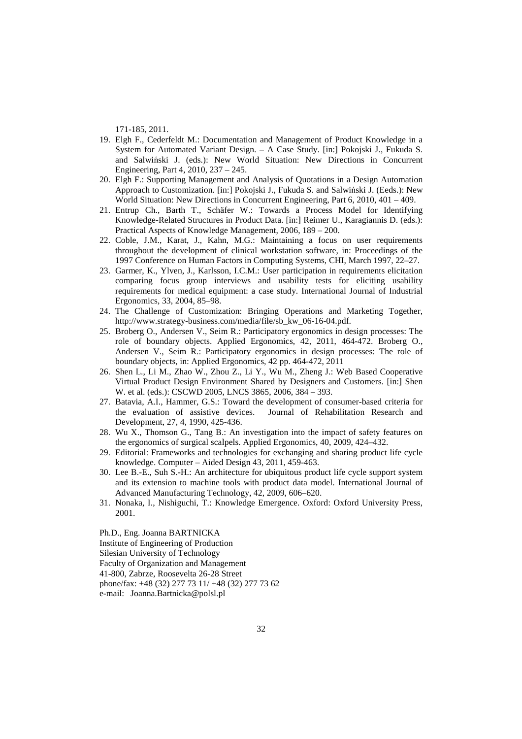171-185, 2011.

19. Elgh F., Cederfeldt M.: Documentation and Management of Product Knowledge in a System for Automated Variant Design. – A Case Study. [in:] Pokojski J., Fukuda S. and Salwiński J. (eds.): New World Situation: New Directions in Concurrent Engineering, Part 4, 2010, 237 – 245.
20. Elgh F.: Supporting Management and Analysis of Quotations in a Design Automation Approach to Customization. [in:] Pokojski J., Fukuda S. and Salwiński J. (Eeds.): New World Situation: New Directions in Concurrent Engineering, Part 6, 2010, 401 – 409.
21. Entrup Ch., Barth T., Schäfer W.: Towards a Process Model for Identifying Knowledge-Related Structures in Product Data. [in:] Reimer U., Karagiannis D. (eds.): Practical Aspects of Knowledge Management, 2006, 189 – 200.
22. Coble, J.M., Karat, J., Kahn, M.G.: Maintaining a focus on user requirements throughout the development of clinical workstation software, in: Proceedings of the 1997 Conference on Human Factors in Computing Systems, CHI, March 1997, 22–27.
23. Garmer, K., Ylven, J., Karlsson, I.C.M.: User participation in requirements elicitation comparing focus group interviews and usability tests for eliciting usability requirements for medical equipment: a case study. International Journal of Industrial Ergonomics, 33, 2004, 85–98.
24. The Challenge of Customization: Bringing Operations and Marketing Together, http://www.strategy-business.com/media/file/sb_kw_06-16-04.pdf.
25. Broberg O., Andersen V., Seim R.: Participatory ergonomics in design processes: The role of boundary objects. Applied Ergonomics, 42, 2011, 464-472. Broberg O., Andersen V., Seim R.: Participatory ergonomics in design processes: The role of boundary objects, in: Applied Ergonomics, 42 pp. 464-472, 2011
26. Shen L., Li M., Zhao W., Zhou Z., Li Y., Wu M., Zheng J.: Web Based Cooperative Virtual Product Design Environment Shared by Designers and Customers. [in:] Shen W. et al. (eds.): CSCWD 2005, LNCS 3865, 2006, 384 – 393.
27. Batavia, A.I., Hammer, G.S.: Toward the development of consumer-based criteria for the evaluation of assistive devices. Journal of Rehabilitation Research and Development, 27, 4, 1990, 425-436.
28. Wu X., Thomson G., Tang B.: An investigation into the impact of safety features on the ergonomics of surgical scalpels. Applied Ergonomics, 40, 2009, 424–432.
29. Editorial: Frameworks and technologies for exchanging and sharing product life cycle knowledge. Computer – Aided Design 43, 2011, 459-463.
30. Lee B.-E., Suh S.-H.: An architecture for ubiquitous product life cycle support system and its extension to machine tools with product data model. International Journal of Advanced Manufacturing Technology, 42, 2009, 606–620.
31. Nonaka, I., Nishiguchi, T.: Knowledge Emergence. Oxford: Oxford University Press, 2001.

Ph.D., Eng. Joanna BARTNICKA
Institute of Engineering of Production
Silesian University of Technology
Faculty of Organization and Management
41-800, Zabrze, Roosevelta 26-28 Street
phone/fax: +48 (32) 277 73 11/ +48 (32) 277 73 62
e-mail: Joanna.Bartnicka@polsl.pl